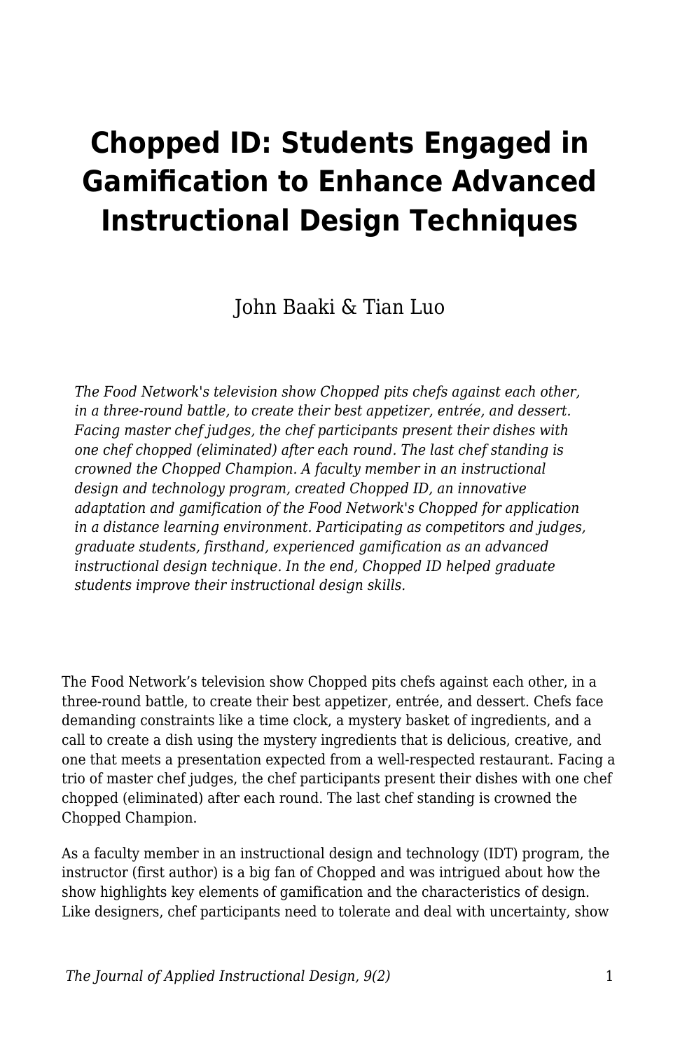# Chopped ID: Students Engaged in Gamification to Enhance Advanced Instructional Design Techniques

John Baaki & Tian Luo

*The Food Network's television show Chopped pits chefs against each other, in a three-round battle, to create their best appetizer, entrée, and dessert. Facing master chef judges, the chef participants present their dishes with one chef chopped (eliminated) after each round. The last chef standing is crowned the Chopped Champion. A faculty member in an instructional design and technology program, created Chopped ID, an innovative adaptation and gamification of the Food Network's Chopped for application in a distance learning environment. Participating as competitors and judges, graduate students, firsthand, experienced gamification as an advanced instructional design technique. In the end, Chopped ID helped graduate students improve their instructional design skills.*

The Food Network's television show Chopped pits chefs against each other, in a three-round battle, to create their best appetizer, entrée, and dessert. Chefs face demanding constraints like a time clock, a mystery basket of ingredients, and a call to create a dish using the mystery ingredients that is delicious, creative, and one that meets a presentation expected from a well-respected restaurant. Facing a trio of master chef judges, the chef participants present their dishes with one chef chopped (eliminated) after each round. The last chef standing is crowned the Chopped Champion.

As a faculty member in an instructional design and technology (IDT) program, the instructor (first author) is a big fan of Chopped and was intrigued about how the show highlights key elements of gamification and the characteristics of design. Like designers, chef participants need to tolerate and deal with uncertainty, show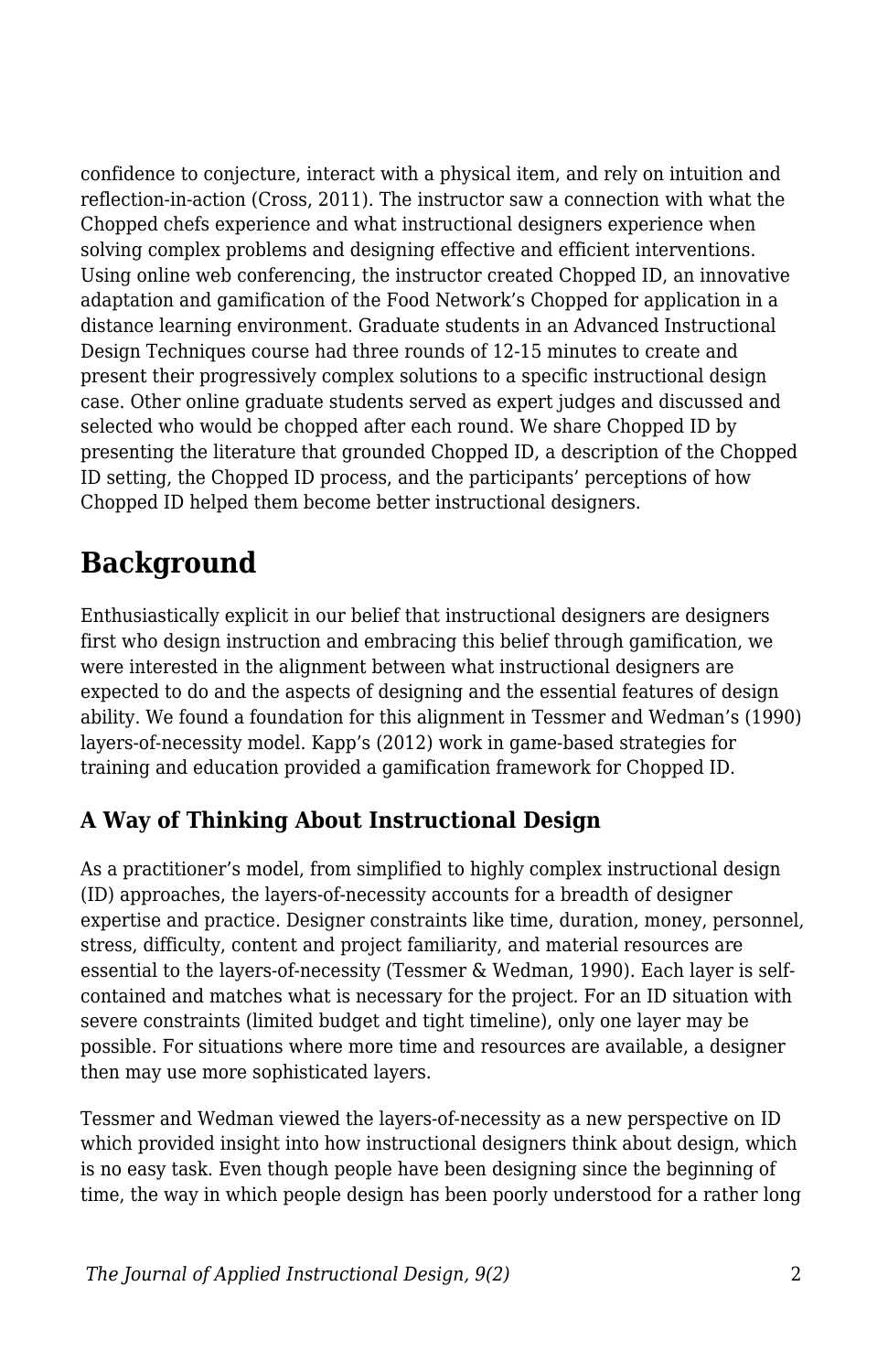confidence to conjecture, interact with a physical item, and rely on intuition and reflection-in-action (Cross, 2011). The instructor saw a connection with what the Chopped chefs experience and what instructional designers experience when solving complex problems and designing effective and efficient interventions. Using online web conferencing, the instructor created Chopped ID, an innovative adaptation and gamification of the Food Network's Chopped for application in a distance learning environment. Graduate students in an Advanced Instructional Design Techniques course had three rounds of 12-15 minutes to create and present their progressively complex solutions to a specific instructional design case. Other online graduate students served as expert judges and discussed and selected who would be chopped after each round. We share Chopped ID by presenting the literature that grounded Chopped ID, a description of the Chopped ID setting, the Chopped ID process, and the participants' perceptions of how Chopped ID helped them become better instructional designers.

## Background

Enthusiastically explicit in our belief that instructional designers are designers first who design instruction and embracing this belief through gamification, we were interested in the alignment between what instructional designers are expected to do and the aspects of designing and the essential features of design ability. We found a foundation for this alignment in Tessmer and Wedman's (1990) layers-of-necessity model. Kapp's (2012) work in game-based strategies for training and education provided a gamification framework for Chopped ID.

### A Way of Thinking About Instructional Design

As a practitioner's model, from simplified to highly complex instructional design (ID) approaches, the layers-of-necessity accounts for a breadth of designer expertise and practice. Designer constraints like time, duration, money, personnel, stress, difficulty, content and project familiarity, and material resources are essential to the layers-of-necessity (Tessmer & Wedman, 1990). Each layer is self-contained and matches what is necessary for the project. For an ID situation with severe constraints (limited budget and tight timeline), only one layer may be possible. For situations where more time and resources are available, a designer then may use more sophisticated layers.

Tessmer and Wedman viewed the layers-of-necessity as a new perspective on ID which provided insight into how instructional designers think about design, which is no easy task. Even though people have been designing since the beginning of time, the way in which people design has been poorly understood for a rather long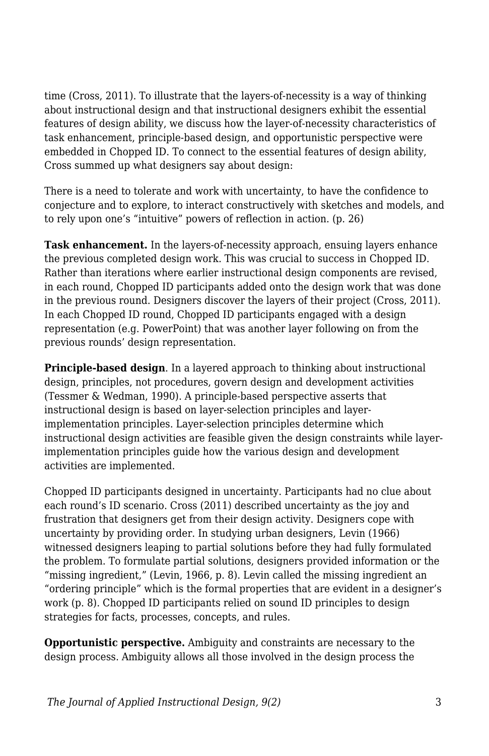time (Cross, 2011). To illustrate that the layers-of-necessity is a way of thinking about instructional design and that instructional designers exhibit the essential features of design ability, we discuss how the layer-of-necessity characteristics of task enhancement, principle-based design, and opportunistic perspective were embedded in Chopped ID. To connect to the essential features of design ability, Cross summed up what designers say about design:

There is a need to tolerate and work with uncertainty, to have the confidence to conjecture and to explore, to interact constructively with sketches and models, and to rely upon one's "intuitive" powers of reflection in action. (p. 26)

**Task enhancement.** In the layers-of-necessity approach, ensuing layers enhance the previous completed design work. This was crucial to success in Chopped ID. Rather than iterations where earlier instructional design components are revised, in each round, Chopped ID participants added onto the design work that was done in the previous round. Designers discover the layers of their project (Cross, 2011). In each Chopped ID round, Chopped ID participants engaged with a design representation (e.g. PowerPoint) that was another layer following on from the previous rounds' design representation.

**Principle-based design**. In a layered approach to thinking about instructional design, principles, not procedures, govern design and development activities (Tessmer & Wedman, 1990). A principle-based perspective asserts that instructional design is based on layer-selection principles and layer-implementation principles. Layer-selection principles determine which instructional design activities are feasible given the design constraints while layer-implementation principles guide how the various design and development activities are implemented.

Chopped ID participants designed in uncertainty. Participants had no clue about each round's ID scenario. Cross (2011) described uncertainty as the joy and frustration that designers get from their design activity. Designers cope with uncertainty by providing order. In studying urban designers, Levin (1966) witnessed designers leaping to partial solutions before they had fully formulated the problem. To formulate partial solutions, designers provided information or the "missing ingredient," (Levin, 1966, p. 8). Levin called the missing ingredient an "ordering principle" which is the formal properties that are evident in a designer's work (p. 8). Chopped ID participants relied on sound ID principles to design strategies for facts, processes, concepts, and rules.

**Opportunistic perspective.** Ambiguity and constraints are necessary to the design process. Ambiguity allows all those involved in the design process the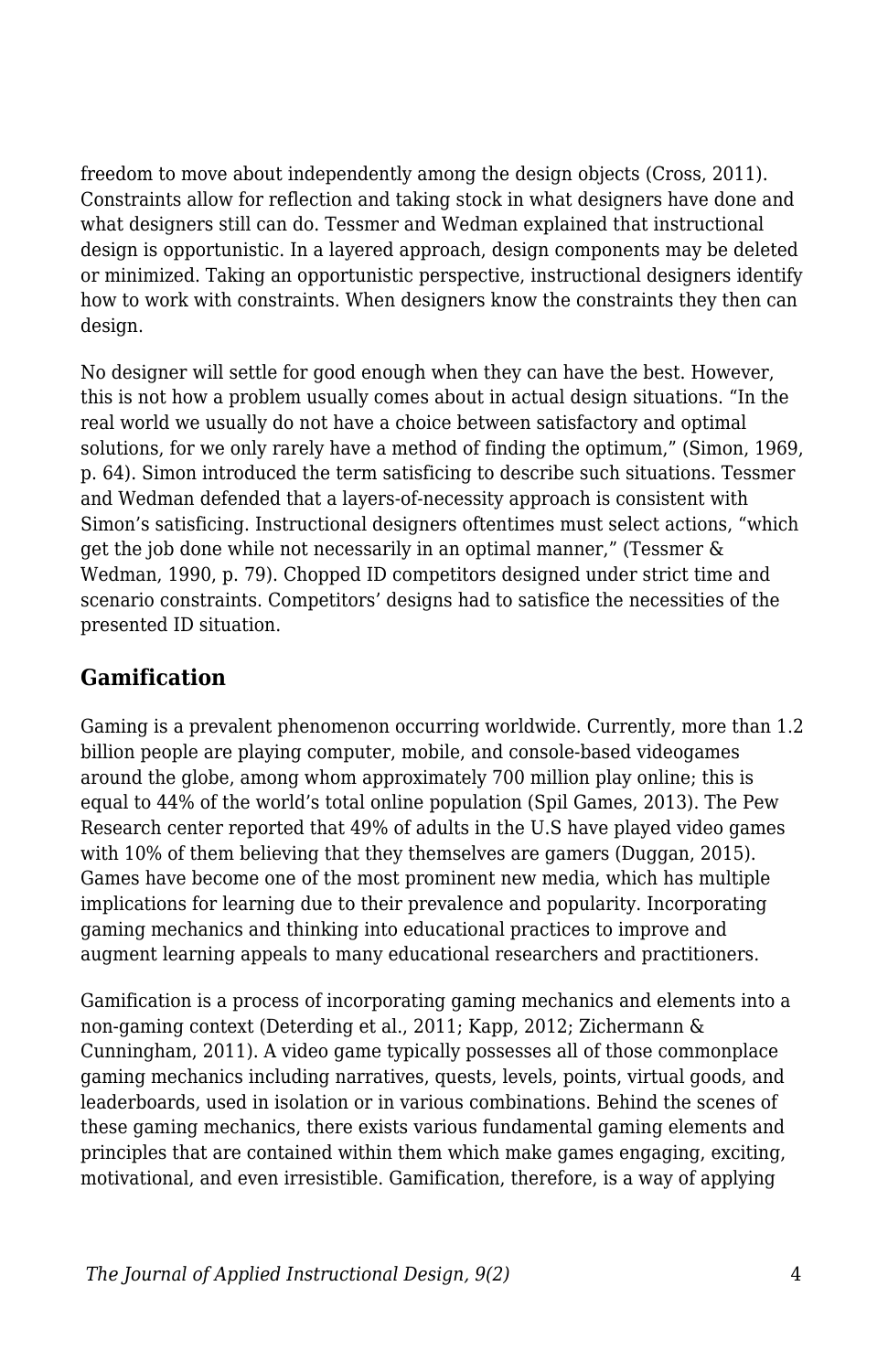freedom to move about independently among the design objects (Cross, 2011). Constraints allow for reflection and taking stock in what designers have done and what designers still can do. Tessmer and Wedman explained that instructional design is opportunistic. In a layered approach, design components may be deleted or minimized. Taking an opportunistic perspective, instructional designers identify how to work with constraints. When designers know the constraints they then can design.

No designer will settle for good enough when they can have the best. However, this is not how a problem usually comes about in actual design situations. "In the real world we usually do not have a choice between satisfactory and optimal solutions, for we only rarely have a method of finding the optimum," (Simon, 1969, p. 64). Simon introduced the term satisficing to describe such situations. Tessmer and Wedman defended that a layers-of-necessity approach is consistent with Simon's satisficing. Instructional designers oftentimes must select actions, "which get the job done while not necessarily in an optimal manner," (Tessmer & Wedman, 1990, p. 79). Chopped ID competitors designed under strict time and scenario constraints. Competitors' designs had to satisfice the necessities of the presented ID situation.

## Gamification

Gaming is a prevalent phenomenon occurring worldwide. Currently, more than 1.2 billion people are playing computer, mobile, and console-based videogames around the globe, among whom approximately 700 million play online; this is equal to 44% of the world's total online population (Spil Games, 2013). The Pew Research center reported that 49% of adults in the U.S have played video games with 10% of them believing that they themselves are gamers (Duggan, 2015). Games have become one of the most prominent new media, which has multiple implications for learning due to their prevalence and popularity. Incorporating gaming mechanics and thinking into educational practices to improve and augment learning appeals to many educational researchers and practitioners.

Gamification is a process of incorporating gaming mechanics and elements into a non-gaming context (Deterding et al., 2011; Kapp, 2012; Zichermann & Cunningham, 2011). A video game typically possesses all of those commonplace gaming mechanics including narratives, quests, levels, points, virtual goods, and leaderboards, used in isolation or in various combinations. Behind the scenes of these gaming mechanics, there exists various fundamental gaming elements and principles that are contained within them which make games engaging, exciting, motivational, and even irresistible. Gamification, therefore, is a way of applying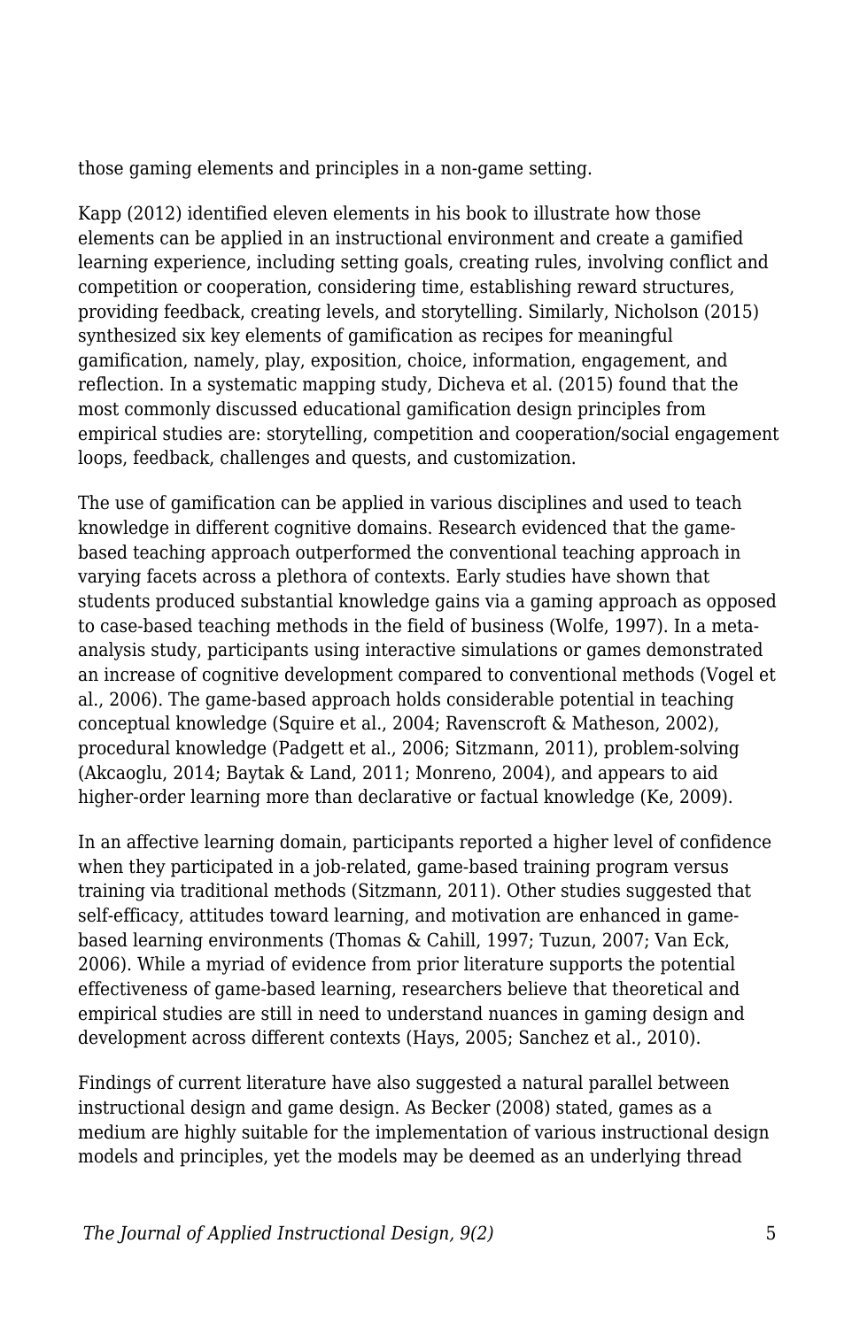those gaming elements and principles in a non-game setting.

Kapp (2012) identified eleven elements in his book to illustrate how those elements can be applied in an instructional environment and create a gamified learning experience, including setting goals, creating rules, involving conflict and competition or cooperation, considering time, establishing reward structures, providing feedback, creating levels, and storytelling. Similarly, Nicholson (2015) synthesized six key elements of gamification as recipes for meaningful gamification, namely, play, exposition, choice, information, engagement, and reflection. In a systematic mapping study, Dicheva et al. (2015) found that the most commonly discussed educational gamification design principles from empirical studies are: storytelling, competition and cooperation/social engagement loops, feedback, challenges and quests, and customization.

The use of gamification can be applied in various disciplines and used to teach knowledge in different cognitive domains. Research evidenced that the game-based teaching approach outperformed the conventional teaching approach in varying facets across a plethora of contexts. Early studies have shown that students produced substantial knowledge gains via a gaming approach as opposed to case-based teaching methods in the field of business (Wolfe, 1997). In a meta-analysis study, participants using interactive simulations or games demonstrated an increase of cognitive development compared to conventional methods (Vogel et al., 2006). The game-based approach holds considerable potential in teaching conceptual knowledge (Squire et al., 2004; Ravenscroft & Matheson, 2002), procedural knowledge (Padgett et al., 2006; Sitzmann, 2011), problem-solving (Akcaoglu, 2014; Baytak & Land, 2011; Monreno, 2004), and appears to aid higher-order learning more than declarative or factual knowledge (Ke, 2009).

In an affective learning domain, participants reported a higher level of confidence when they participated in a job-related, game-based training program versus training via traditional methods (Sitzmann, 2011). Other studies suggested that self-efficacy, attitudes toward learning, and motivation are enhanced in game-based learning environments (Thomas & Cahill, 1997; Tuzun, 2007; Van Eck, 2006). While a myriad of evidence from prior literature supports the potential effectiveness of game-based learning, researchers believe that theoretical and empirical studies are still in need to understand nuances in gaming design and development across different contexts (Hays, 2005; Sanchez et al., 2010).

Findings of current literature have also suggested a natural parallel between instructional design and game design. As Becker (2008) stated, games as a medium are highly suitable for the implementation of various instructional design models and principles, yet the models may be deemed as an underlying thread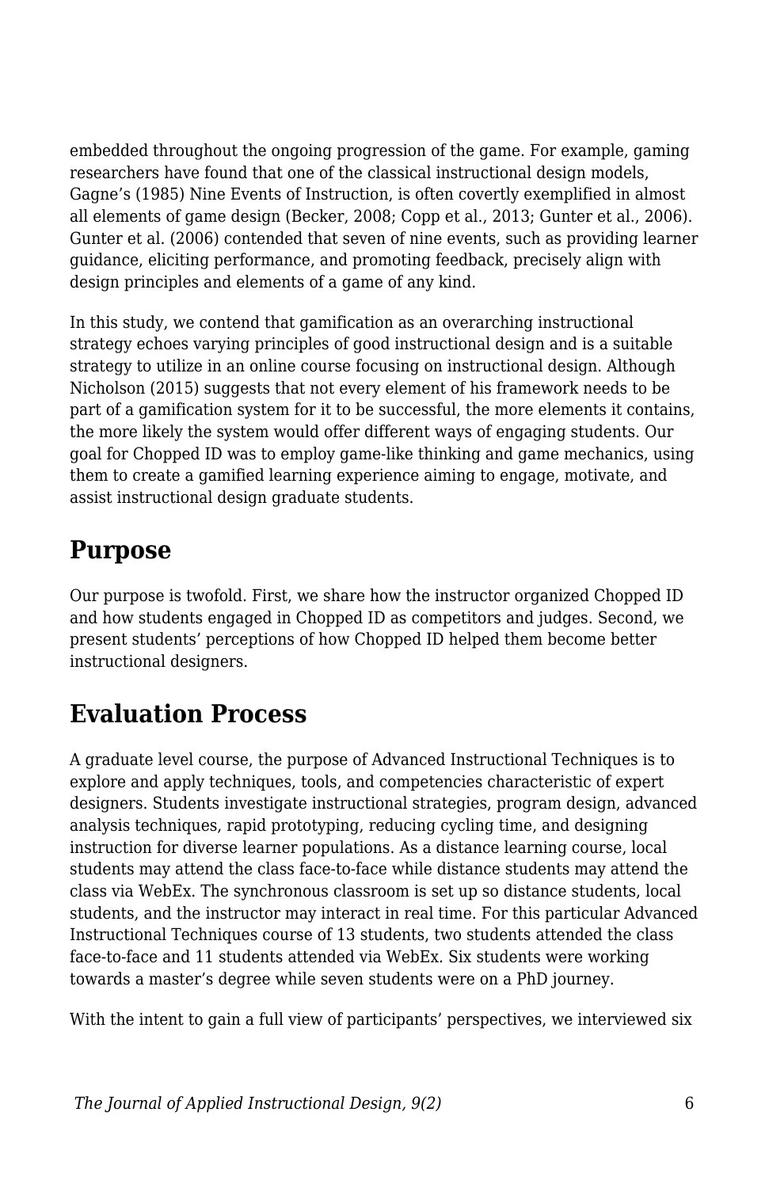embedded throughout the ongoing progression of the game. For example, gaming researchers have found that one of the classical instructional design models, Gagne's (1985) Nine Events of Instruction, is often covertly exemplified in almost all elements of game design (Becker, 2008; Copp et al., 2013; Gunter et al., 2006). Gunter et al. (2006) contended that seven of nine events, such as providing learner guidance, eliciting performance, and promoting feedback, precisely align with design principles and elements of a game of any kind.

In this study, we contend that gamification as an overarching instructional strategy echoes varying principles of good instructional design and is a suitable strategy to utilize in an online course focusing on instructional design. Although Nicholson (2015) suggests that not every element of his framework needs to be part of a gamification system for it to be successful, the more elements it contains, the more likely the system would offer different ways of engaging students. Our goal for Chopped ID was to employ game-like thinking and game mechanics, using them to create a gamified learning experience aiming to engage, motivate, and assist instructional design graduate students.

## Purpose

Our purpose is twofold. First, we share how the instructor organized Chopped ID and how students engaged in Chopped ID as competitors and judges. Second, we present students' perceptions of how Chopped ID helped them become better instructional designers.

## Evaluation Process

A graduate level course, the purpose of Advanced Instructional Techniques is to explore and apply techniques, tools, and competencies characteristic of expert designers. Students investigate instructional strategies, program design, advanced analysis techniques, rapid prototyping, reducing cycling time, and designing instruction for diverse learner populations. As a distance learning course, local students may attend the class face-to-face while distance students may attend the class via WebEx. The synchronous classroom is set up so distance students, local students, and the instructor may interact in real time. For this particular Advanced Instructional Techniques course of 13 students, two students attended the class face-to-face and 11 students attended via WebEx. Six students were working towards a master's degree while seven students were on a PhD journey.

With the intent to gain a full view of participants' perspectives, we interviewed six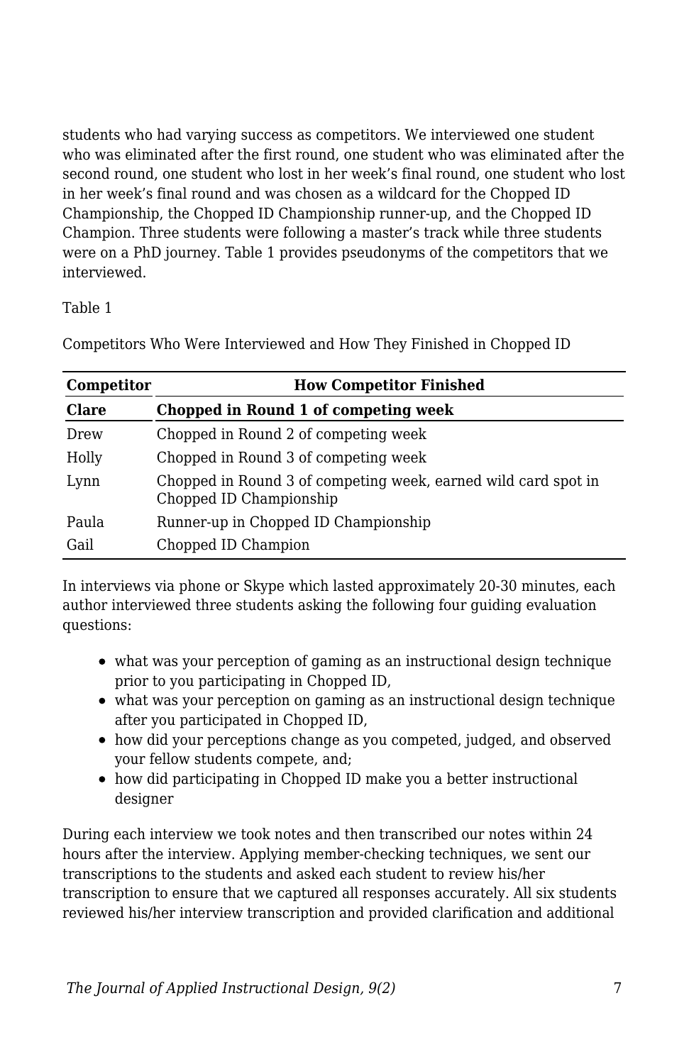students who had varying success as competitors. We interviewed one student who was eliminated after the first round, one student who was eliminated after the second round, one student who lost in her week's final round, one student who lost in her week's final round and was chosen as a wildcard for the Chopped ID Championship, the Chopped ID Championship runner-up, and the Chopped ID Champion. Three students were following a master's track while three students were on a PhD journey. Table 1 provides pseudonyms of the competitors that we interviewed.

Table 1

Competitors Who Were Interviewed and How They Finished in Chopped ID

| Competitor | How Competitor Finished |
|---|---|
| **Clare** | **Chopped in Round 1 of competing week** |
| Drew | Chopped in Round 2 of competing week |
| Holly | Chopped in Round 3 of competing week |
| Lynn | Chopped in Round 3 of competing week, earned wild card spot in Chopped ID Championship |
| Paula | Runner-up in Chopped ID Championship |
| Gail | Chopped ID Champion |

In interviews via phone or Skype which lasted approximately 20-30 minutes, each author interviewed three students asking the following four guiding evaluation questions:

- what was your perception of gaming as an instructional design technique prior to you participating in Chopped ID,
- what was your perception on gaming as an instructional design technique after you participated in Chopped ID,
- how did your perceptions change as you competed, judged, and observed your fellow students compete, and;
- how did participating in Chopped ID make you a better instructional designer

During each interview we took notes and then transcribed our notes within 24 hours after the interview. Applying member-checking techniques, we sent our transcriptions to the students and asked each student to review his/her transcription to ensure that we captured all responses accurately. All six students reviewed his/her interview transcription and provided clarification and additional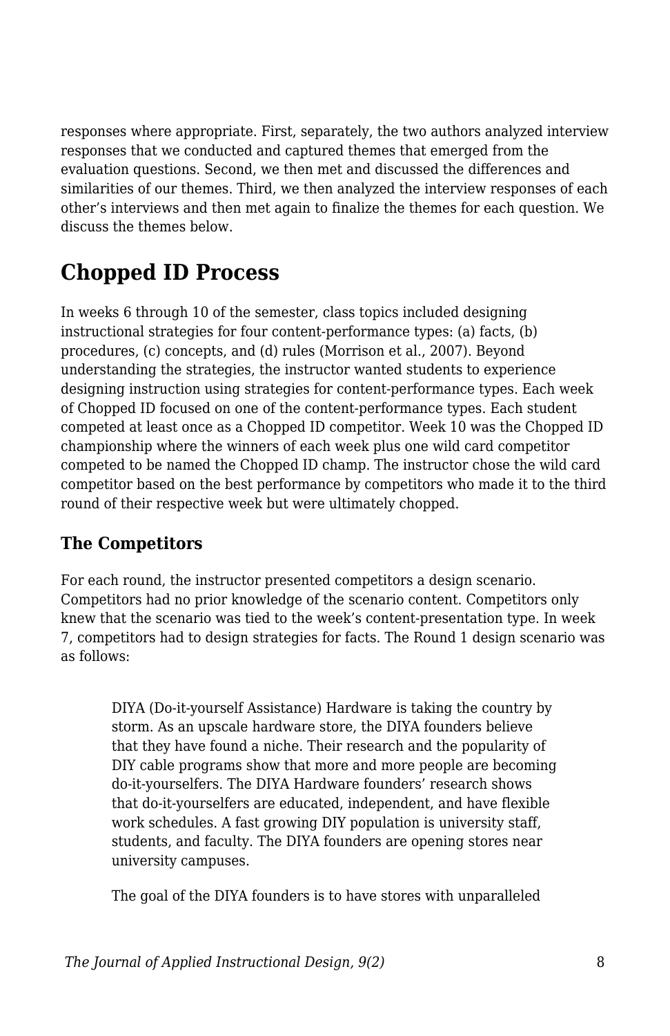responses where appropriate. First, separately, the two authors analyzed interview responses that we conducted and captured themes that emerged from the evaluation questions. Second, we then met and discussed the differences and similarities of our themes. Third, we then analyzed the interview responses of each other's interviews and then met again to finalize the themes for each question. We discuss the themes below.

## Chopped ID Process

In weeks 6 through 10 of the semester, class topics included designing instructional strategies for four content-performance types: (a) facts, (b) procedures, (c) concepts, and (d) rules (Morrison et al., 2007). Beyond understanding the strategies, the instructor wanted students to experience designing instruction using strategies for content-performance types. Each week of Chopped ID focused on one of the content-performance types. Each student competed at least once as a Chopped ID competitor. Week 10 was the Chopped ID championship where the winners of each week plus one wild card competitor competed to be named the Chopped ID champ. The instructor chose the wild card competitor based on the best performance by competitors who made it to the third round of their respective week but were ultimately chopped.

### The Competitors

For each round, the instructor presented competitors a design scenario. Competitors had no prior knowledge of the scenario content. Competitors only knew that the scenario was tied to the week's content-presentation type. In week 7, competitors had to design strategies for facts. The Round 1 design scenario was as follows:

> DIYA (Do-it-yourself Assistance) Hardware is taking the country by storm. As an upscale hardware store, the DIYA founders believe that they have found a niche. Their research and the popularity of DIY cable programs show that more and more people are becoming do-it-yourselfers. The DIYA Hardware founders' research shows that do-it-yourselfers are educated, independent, and have flexible work schedules. A fast growing DIY population is university staff, students, and faculty. The DIYA founders are opening stores near university campuses.
>
> The goal of the DIYA founders is to have stores with unparalleled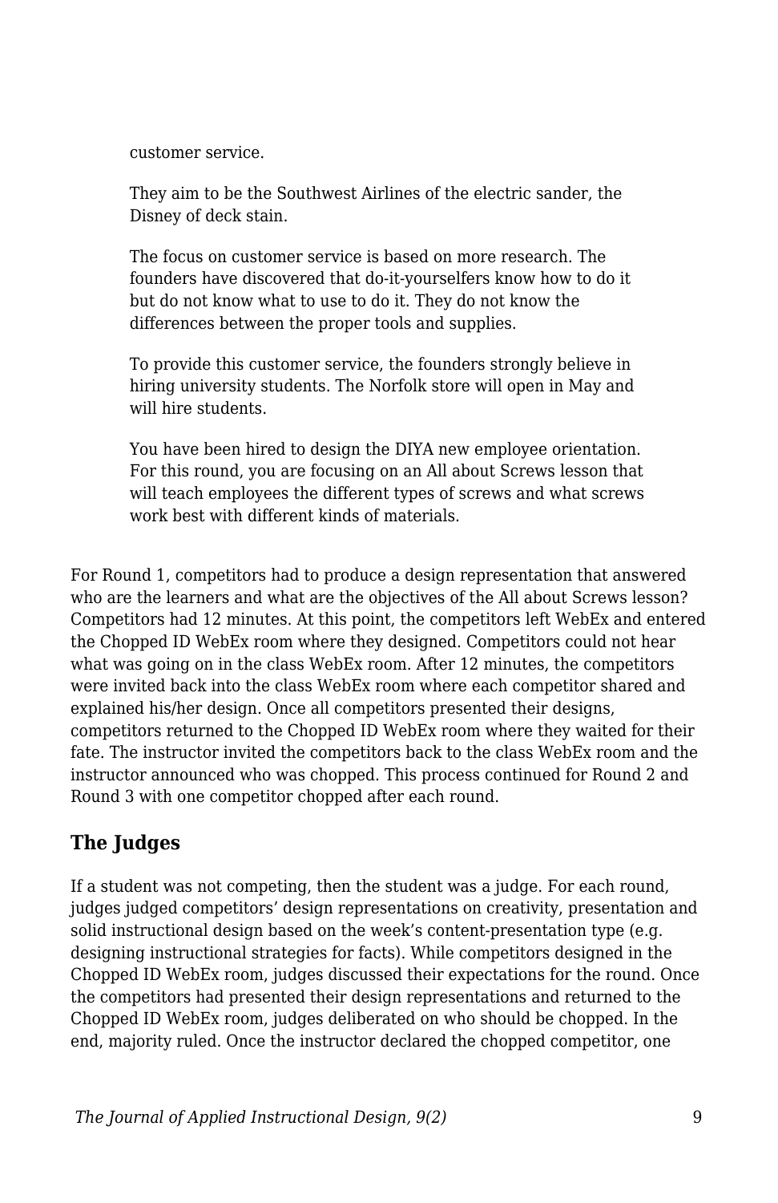> customer service.
>
> They aim to be the Southwest Airlines of the electric sander, the Disney of deck stain.
>
> The focus on customer service is based on more research. The founders have discovered that do-it-yourselfers know how to do it but do not know what to use to do it. They do not know the differences between the proper tools and supplies.
>
> To provide this customer service, the founders strongly believe in hiring university students. The Norfolk store will open in May and will hire students.
>
> You have been hired to design the DIYA new employee orientation. For this round, you are focusing on an All about Screws lesson that will teach employees the different types of screws and what screws work best with different kinds of materials.

For Round 1, competitors had to produce a design representation that answered who are the learners and what are the objectives of the All about Screws lesson? Competitors had 12 minutes. At this point, the competitors left WebEx and entered the Chopped ID WebEx room where they designed. Competitors could not hear what was going on in the class WebEx room. After 12 minutes, the competitors were invited back into the class WebEx room where each competitor shared and explained his/her design. Once all competitors presented their designs, competitors returned to the Chopped ID WebEx room where they waited for their fate. The instructor invited the competitors back to the class WebEx room and the instructor announced who was chopped. This process continued for Round 2 and Round 3 with one competitor chopped after each round.

## The Judges

If a student was not competing, then the student was a judge. For each round, judges judged competitors' design representations on creativity, presentation and solid instructional design based on the week's content-presentation type (e.g. designing instructional strategies for facts). While competitors designed in the Chopped ID WebEx room, judges discussed their expectations for the round. Once the competitors had presented their design representations and returned to the Chopped ID WebEx room, judges deliberated on who should be chopped. In the end, majority ruled. Once the instructor declared the chopped competitor, one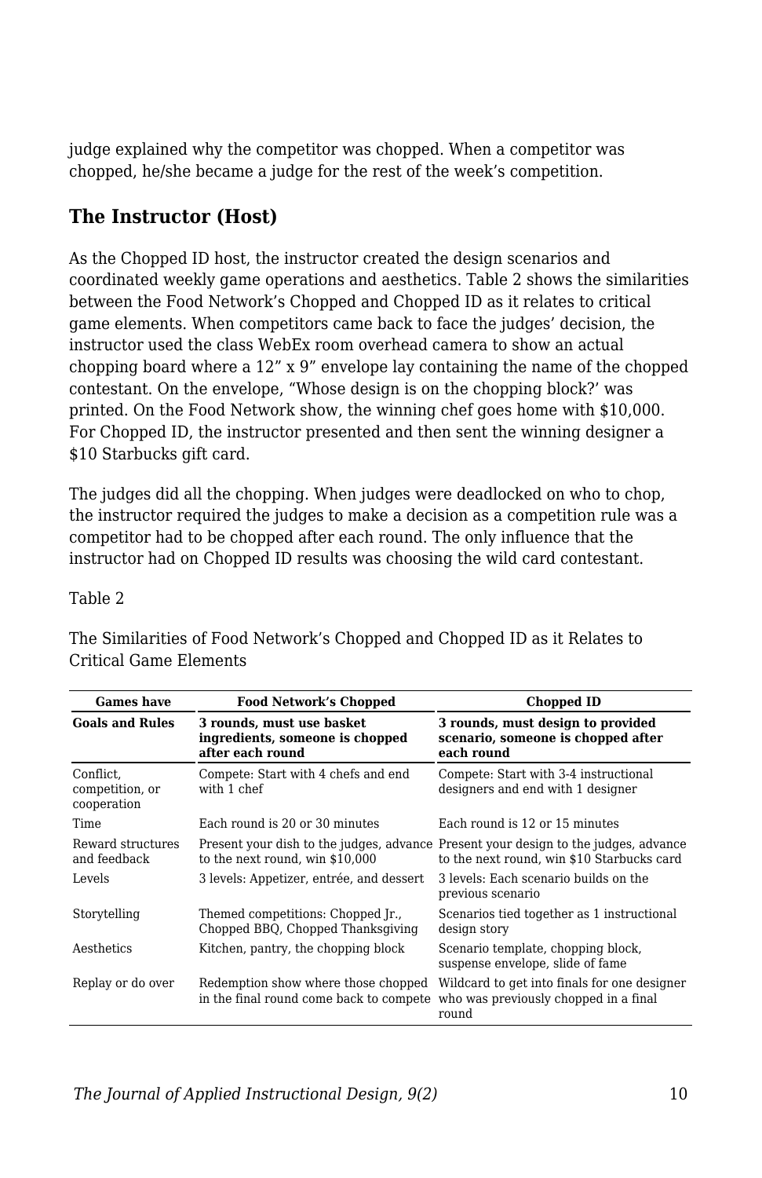judge explained why the competitor was chopped. When a competitor was chopped, he/she became a judge for the rest of the week's competition.

### The Instructor (Host)

As the Chopped ID host, the instructor created the design scenarios and coordinated weekly game operations and aesthetics. Table 2 shows the similarities between the Food Network's Chopped and Chopped ID as it relates to critical game elements. When competitors came back to face the judges' decision, the instructor used the class WebEx room overhead camera to show an actual chopping board where a 12" x 9" envelope lay containing the name of the chopped contestant. On the envelope, "Whose design is on the chopping block?' was printed. On the Food Network show, the winning chef goes home with $10,000. For Chopped ID, the instructor presented and then sent the winning designer a $10 Starbucks gift card.

The judges did all the chopping. When judges were deadlocked on who to chop, the instructor required the judges to make a decision as a competition rule was a competitor had to be chopped after each round. The only influence that the instructor had on Chopped ID results was choosing the wild card contestant.

Table 2

The Similarities of Food Network's Chopped and Chopped ID as it Relates to Critical Game Elements

| Games have | Food Network's Chopped | Chopped ID |
|---|---|---|
| **Goals and Rules** | **3 rounds, must use basket ingredients, someone is chopped after each round** | **3 rounds, must design to provided scenario, someone is chopped after each round** |
| Conflict, competition, or cooperation | Compete: Start with 4 chefs and end with 1 chef | Compete: Start with 3-4 instructional designers and end with 1 designer |
| Time | Each round is 20 or 30 minutes | Each round is 12 or 15 minutes |
| Reward structures and feedback | Present your dish to the judges, advance to the next round, win $10,000 | Present your design to the judges, advance to the next round, win $10 Starbucks card |
| Levels | 3 levels: Appetizer, entrée, and dessert | 3 levels: Each scenario builds on the previous scenario |
| Storytelling | Themed competitions: Chopped Jr., Chopped BBQ, Chopped Thanksgiving | Scenarios tied together as 1 instructional design story |
| Aesthetics | Kitchen, pantry, the chopping block | Scenario template, chopping block, suspense envelope, slide of fame |
| Replay or do over | Redemption show where those chopped in the final round come back to compete | Wildcard to get into finals for one designer who was previously chopped in a final round |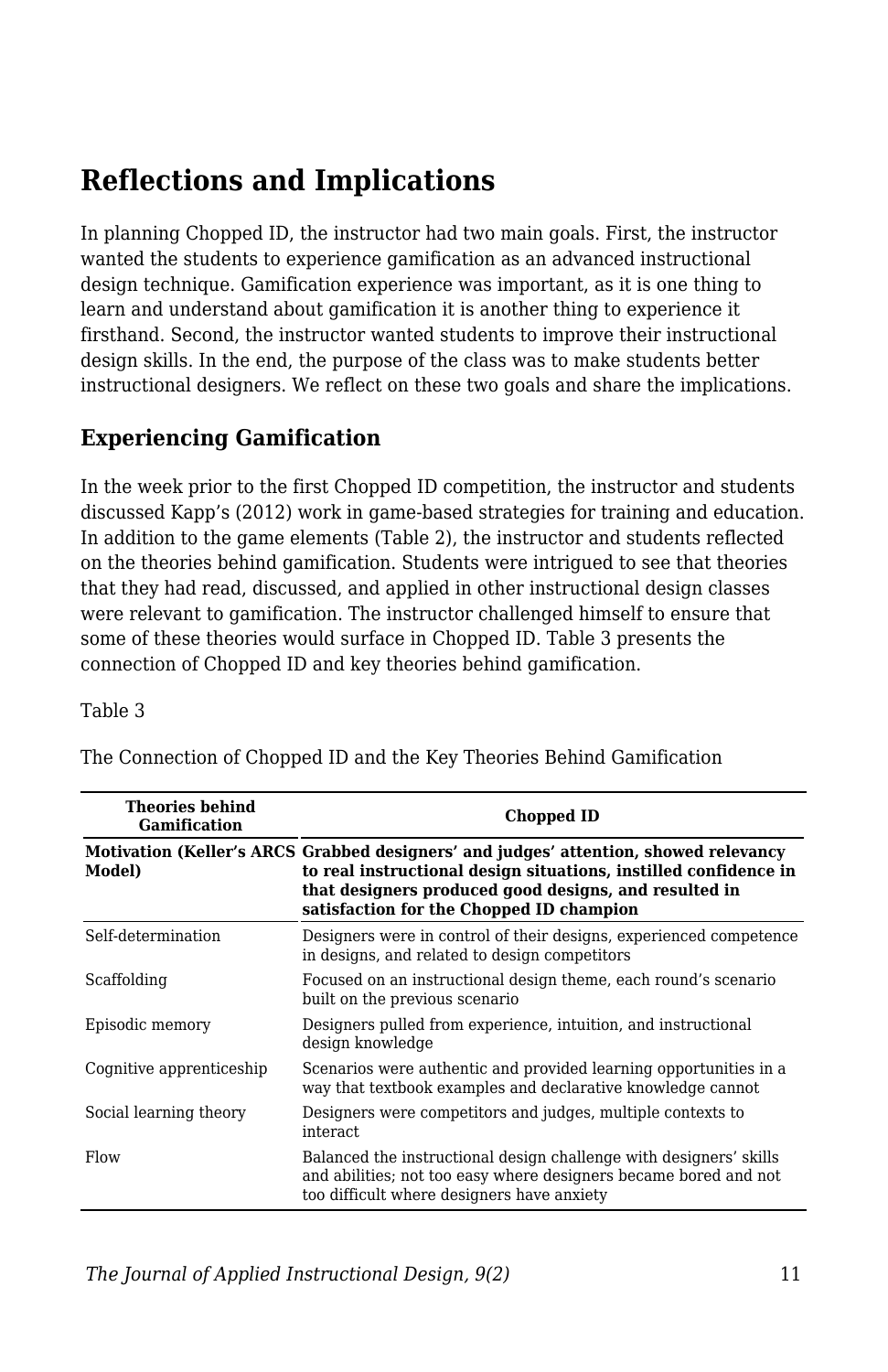## Reflections and Implications

In planning Chopped ID, the instructor had two main goals. First, the instructor wanted the students to experience gamification as an advanced instructional design technique. Gamification experience was important, as it is one thing to learn and understand about gamification it is another thing to experience it firsthand. Second, the instructor wanted students to improve their instructional design skills. In the end, the purpose of the class was to make students better instructional designers. We reflect on these two goals and share the implications.

### Experiencing Gamification

In the week prior to the first Chopped ID competition, the instructor and students discussed Kapp's (2012) work in game-based strategies for training and education. In addition to the game elements (Table 2), the instructor and students reflected on the theories behind gamification. Students were intrigued to see that theories that they had read, discussed, and applied in other instructional design classes were relevant to gamification. The instructor challenged himself to ensure that some of these theories would surface in Chopped ID. Table 3 presents the connection of Chopped ID and key theories behind gamification.

Table 3

The Connection of Chopped ID and the Key Theories Behind Gamification

| Theories behind Gamification | Chopped ID |
|---|---|
| **Motivation (Keller's ARCS Model)** | **Grabbed designers' and judges' attention, showed relevancy to real instructional design situations, instilled confidence in that designers produced good designs, and resulted in satisfaction for the Chopped ID champion** |
| Self-determination | Designers were in control of their designs, experienced competence in designs, and related to design competitors |
| Scaffolding | Focused on an instructional design theme, each round's scenario built on the previous scenario |
| Episodic memory | Designers pulled from experience, intuition, and instructional design knowledge |
| Cognitive apprenticeship | Scenarios were authentic and provided learning opportunities in a way that textbook examples and declarative knowledge cannot |
| Social learning theory | Designers were competitors and judges, multiple contexts to interact |
| Flow | Balanced the instructional design challenge with designers' skills and abilities; not too easy where designers became bored and not too difficult where designers have anxiety |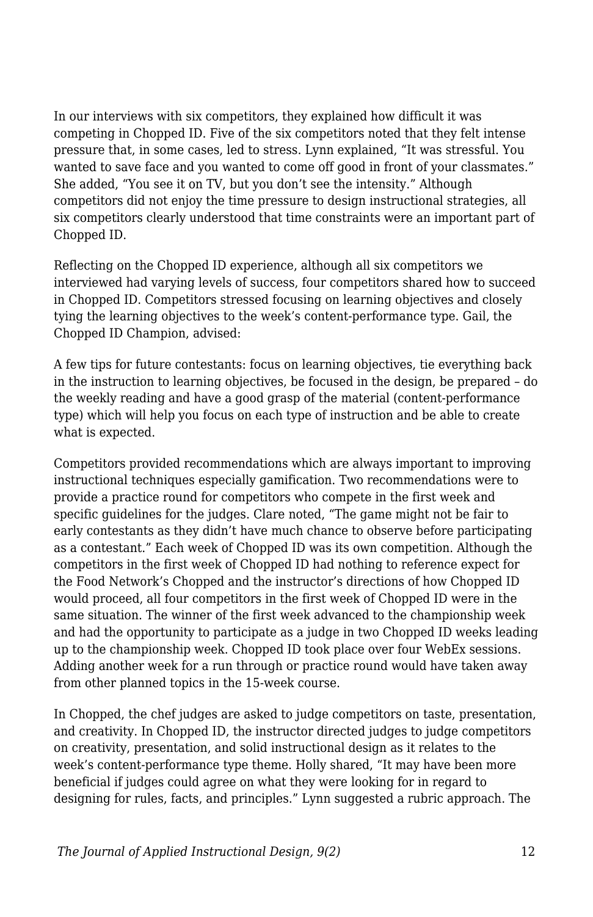In our interviews with six competitors, they explained how difficult it was competing in Chopped ID. Five of the six competitors noted that they felt intense pressure that, in some cases, led to stress. Lynn explained, "It was stressful. You wanted to save face and you wanted to come off good in front of your classmates." She added, "You see it on TV, but you don't see the intensity." Although competitors did not enjoy the time pressure to design instructional strategies, all six competitors clearly understood that time constraints were an important part of Chopped ID.

Reflecting on the Chopped ID experience, although all six competitors we interviewed had varying levels of success, four competitors shared how to succeed in Chopped ID. Competitors stressed focusing on learning objectives and closely tying the learning objectives to the week's content-performance type. Gail, the Chopped ID Champion, advised:

A few tips for future contestants: focus on learning objectives, tie everything back in the instruction to learning objectives, be focused in the design, be prepared – do the weekly reading and have a good grasp of the material (content-performance type) which will help you focus on each type of instruction and be able to create what is expected.

Competitors provided recommendations which are always important to improving instructional techniques especially gamification. Two recommendations were to provide a practice round for competitors who compete in the first week and specific guidelines for the judges. Clare noted, "The game might not be fair to early contestants as they didn't have much chance to observe before participating as a contestant." Each week of Chopped ID was its own competition. Although the competitors in the first week of Chopped ID had nothing to reference expect for the Food Network's Chopped and the instructor's directions of how Chopped ID would proceed, all four competitors in the first week of Chopped ID were in the same situation. The winner of the first week advanced to the championship week and had the opportunity to participate as a judge in two Chopped ID weeks leading up to the championship week. Chopped ID took place over four WebEx sessions. Adding another week for a run through or practice round would have taken away from other planned topics in the 15-week course.

In Chopped, the chef judges are asked to judge competitors on taste, presentation, and creativity. In Chopped ID, the instructor directed judges to judge competitors on creativity, presentation, and solid instructional design as it relates to the week's content-performance type theme. Holly shared, "It may have been more beneficial if judges could agree on what they were looking for in regard to designing for rules, facts, and principles." Lynn suggested a rubric approach. The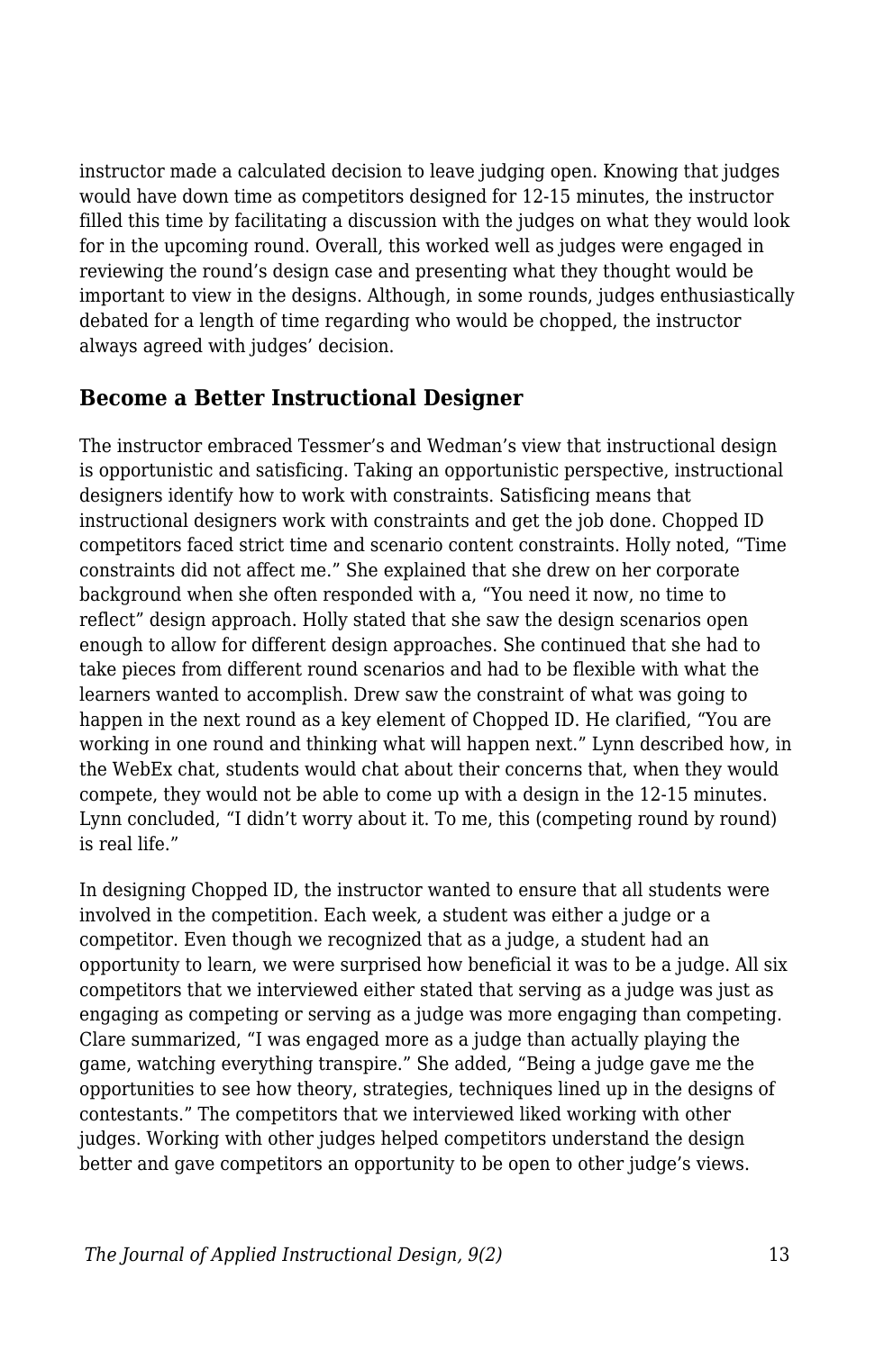instructor made a calculated decision to leave judging open. Knowing that judges would have down time as competitors designed for 12-15 minutes, the instructor filled this time by facilitating a discussion with the judges on what they would look for in the upcoming round. Overall, this worked well as judges were engaged in reviewing the round's design case and presenting what they thought would be important to view in the designs. Although, in some rounds, judges enthusiastically debated for a length of time regarding who would be chopped, the instructor always agreed with judges' decision.

### Become a Better Instructional Designer

The instructor embraced Tessmer's and Wedman's view that instructional design is opportunistic and satisficing. Taking an opportunistic perspective, instructional designers identify how to work with constraints. Satisficing means that instructional designers work with constraints and get the job done. Chopped ID competitors faced strict time and scenario content constraints. Holly noted, "Time constraints did not affect me." She explained that she drew on her corporate background when she often responded with a, "You need it now, no time to reflect" design approach. Holly stated that she saw the design scenarios open enough to allow for different design approaches. She continued that she had to take pieces from different round scenarios and had to be flexible with what the learners wanted to accomplish. Drew saw the constraint of what was going to happen in the next round as a key element of Chopped ID. He clarified, "You are working in one round and thinking what will happen next." Lynn described how, in the WebEx chat, students would chat about their concerns that, when they would compete, they would not be able to come up with a design in the 12-15 minutes. Lynn concluded, "I didn't worry about it. To me, this (competing round by round) is real life."

In designing Chopped ID, the instructor wanted to ensure that all students were involved in the competition. Each week, a student was either a judge or a competitor. Even though we recognized that as a judge, a student had an opportunity to learn, we were surprised how beneficial it was to be a judge. All six competitors that we interviewed either stated that serving as a judge was just as engaging as competing or serving as a judge was more engaging than competing. Clare summarized, "I was engaged more as a judge than actually playing the game, watching everything transpire." She added, "Being a judge gave me the opportunities to see how theory, strategies, techniques lined up in the designs of contestants." The competitors that we interviewed liked working with other judges. Working with other judges helped competitors understand the design better and gave competitors an opportunity to be open to other judge's views.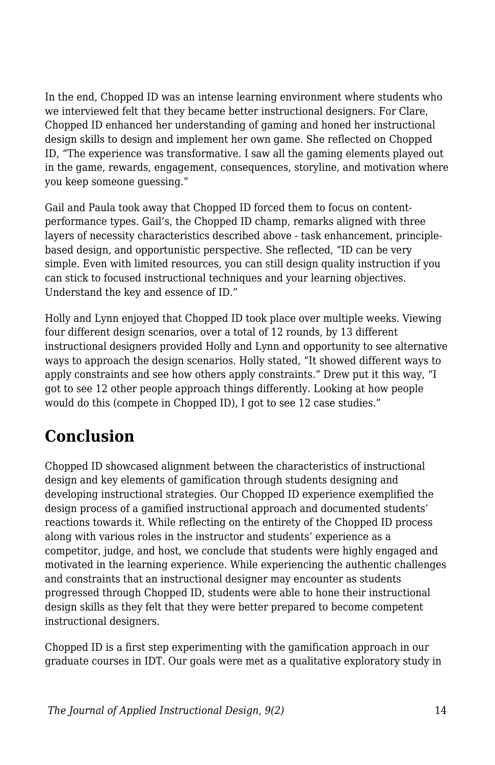In the end, Chopped ID was an intense learning environment where students who we interviewed felt that they became better instructional designers. For Clare, Chopped ID enhanced her understanding of gaming and honed her instructional design skills to design and implement her own game. She reflected on Chopped ID, "The experience was transformative. I saw all the gaming elements played out in the game, rewards, engagement, consequences, storyline, and motivation where you keep someone guessing."

Gail and Paula took away that Chopped ID forced them to focus on content-performance types. Gail's, the Chopped ID champ, remarks aligned with three layers of necessity characteristics described above - task enhancement, principle-based design, and opportunistic perspective. She reflected, "ID can be very simple. Even with limited resources, you can still design quality instruction if you can stick to focused instructional techniques and your learning objectives. Understand the key and essence of ID."

Holly and Lynn enjoyed that Chopped ID took place over multiple weeks. Viewing four different design scenarios, over a total of 12 rounds, by 13 different instructional designers provided Holly and Lynn and opportunity to see alternative ways to approach the design scenarios. Holly stated, "It showed different ways to apply constraints and see how others apply constraints." Drew put it this way, "I got to see 12 other people approach things differently. Looking at how people would do this (compete in Chopped ID), I got to see 12 case studies."

## Conclusion

Chopped ID showcased alignment between the characteristics of instructional design and key elements of gamification through students designing and developing instructional strategies. Our Chopped ID experience exemplified the design process of a gamified instructional approach and documented students' reactions towards it. While reflecting on the entirety of the Chopped ID process along with various roles in the instructor and students' experience as a competitor, judge, and host, we conclude that students were highly engaged and motivated in the learning experience. While experiencing the authentic challenges and constraints that an instructional designer may encounter as students progressed through Chopped ID, students were able to hone their instructional design skills as they felt that they were better prepared to become competent instructional designers.

Chopped ID is a first step experimenting with the gamification approach in our graduate courses in IDT. Our goals were met as a qualitative exploratory study in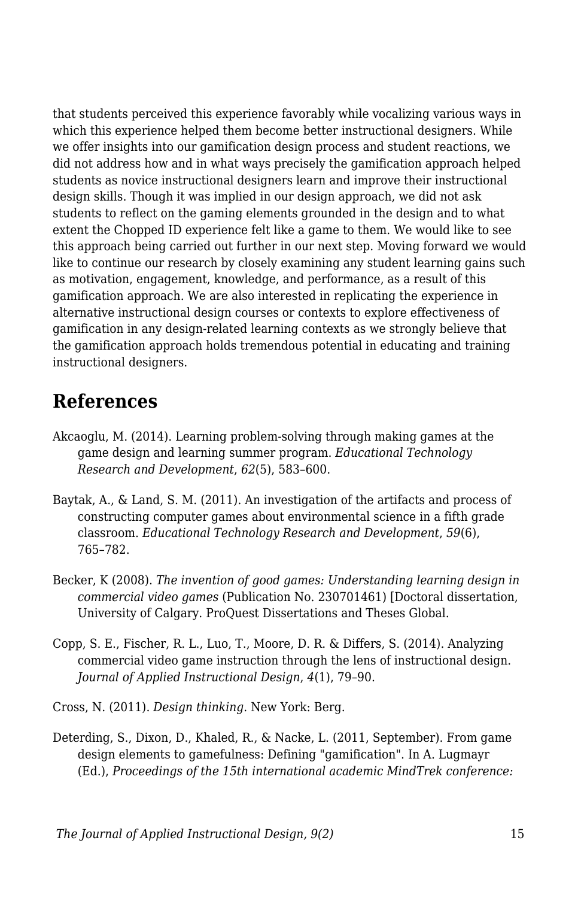that students perceived this experience favorably while vocalizing various ways in which this experience helped them become better instructional designers. While we offer insights into our gamification design process and student reactions, we did not address how and in what ways precisely the gamification approach helped students as novice instructional designers learn and improve their instructional design skills. Though it was implied in our design approach, we did not ask students to reflect on the gaming elements grounded in the design and to what extent the Chopped ID experience felt like a game to them. We would like to see this approach being carried out further in our next step. Moving forward we would like to continue our research by closely examining any student learning gains such as motivation, engagement, knowledge, and performance, as a result of this gamification approach. We are also interested in replicating the experience in alternative instructional design courses or contexts to explore effectiveness of gamification in any design-related learning contexts as we strongly believe that the gamification approach holds tremendous potential in educating and training instructional designers.

## References

Akcaoglu, M. (2014). Learning problem-solving through making games at the game design and learning summer program. *Educational Technology Research and Development*, *62*(5), 583–600.

Baytak, A., & Land, S. M. (2011). An investigation of the artifacts and process of constructing computer games about environmental science in a fifth grade classroom. *Educational Technology Research and Development*, *59*(6), 765–782.

Becker, K (2008). *The invention of good games: Understanding learning design in commercial video games* (Publication No. 230701461) [Doctoral dissertation, University of Calgary. ProQuest Dissertations and Theses Global.

Copp, S. E., Fischer, R. L., Luo, T., Moore, D. R. & Differs, S. (2014). Analyzing commercial video game instruction through the lens of instructional design. *Journal of Applied Instructional Design*, *4*(1), 79–90.

Cross, N. (2011). *Design thinking*. New York: Berg.

Deterding, S., Dixon, D., Khaled, R., & Nacke, L. (2011, September). From game design elements to gamefulness: Defining "gamification". In A. Lugmayr (Ed.), *Proceedings of the 15th international academic MindTrek conference:*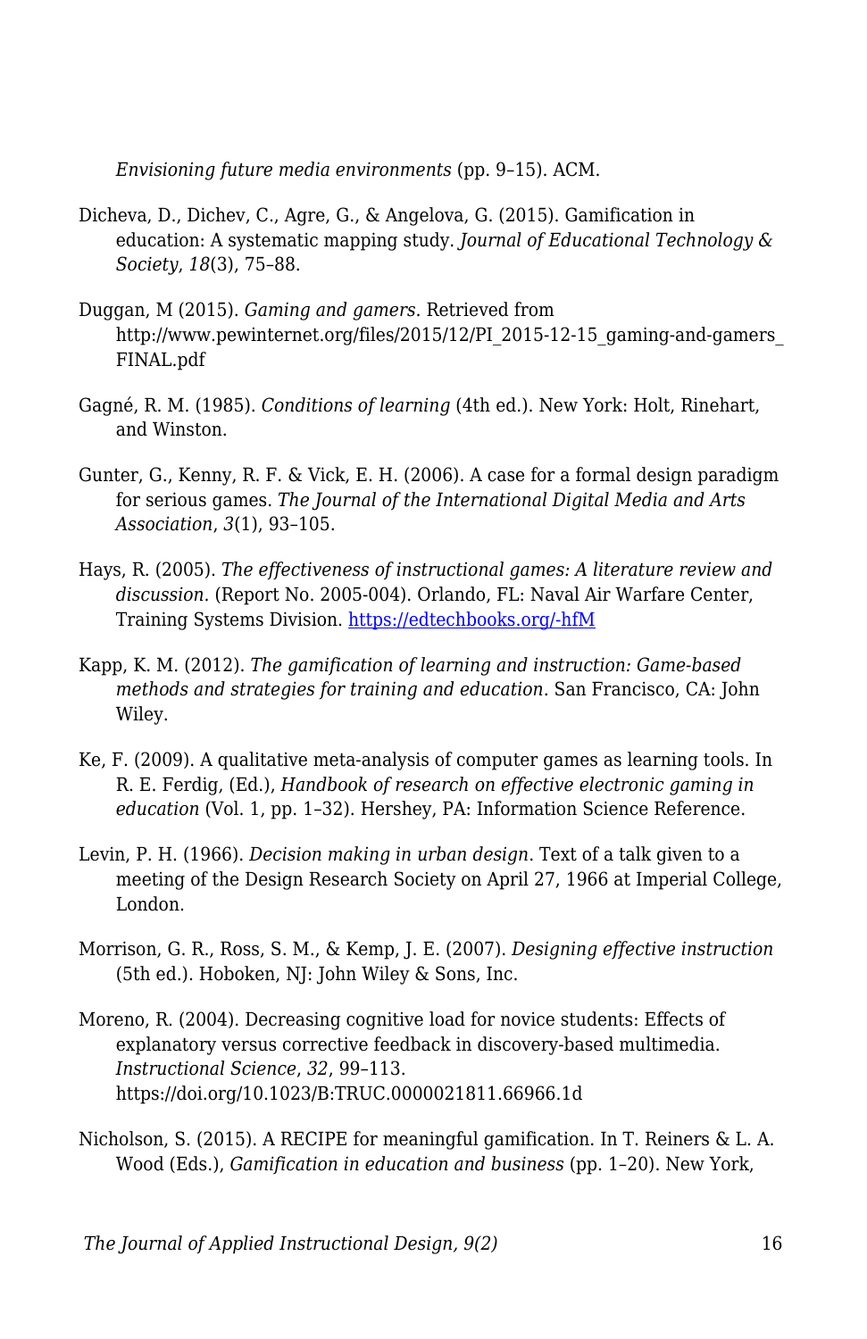*Envisioning future media environments* (pp. 9–15). ACM.

Dicheva, D., Dichev, C., Agre, G., & Angelova, G. (2015). Gamification in education: A systematic mapping study. *Journal of Educational Technology & Society*, *18*(3), 75–88.

Duggan, M (2015). *Gaming and gamers*. Retrieved from http://www.pewinternet.org/files/2015/12/PI_2015-12-15_gaming-and-gamers_FINAL.pdf

Gagné, R. M. (1985). *Conditions of learning* (4th ed.). New York: Holt, Rinehart, and Winston.

Gunter, G., Kenny, R. F. & Vick, E. H. (2006). A case for a formal design paradigm for serious games. *The Journal of the International Digital Media and Arts Association*, *3*(1), 93–105.

Hays, R. (2005). *The effectiveness of instructional games: A literature review and discussion*. (Report No. 2005-004). Orlando, FL: Naval Air Warfare Center, Training Systems Division. https://edtechbooks.org/-hfM

Kapp, K. M. (2012). *The gamification of learning and instruction: Game-based methods and strategies for training and education*. San Francisco, CA: John Wiley.

Ke, F. (2009). A qualitative meta-analysis of computer games as learning tools. In R. E. Ferdig, (Ed.), *Handbook of research on effective electronic gaming in education* (Vol. 1, pp. 1–32). Hershey, PA: Information Science Reference.

Levin, P. H. (1966). *Decision making in urban design*. Text of a talk given to a meeting of the Design Research Society on April 27, 1966 at Imperial College, London.

Morrison, G. R., Ross, S. M., & Kemp, J. E. (2007). *Designing effective instruction* (5th ed.). Hoboken, NJ: John Wiley & Sons, Inc.

Moreno, R. (2004). Decreasing cognitive load for novice students: Effects of explanatory versus corrective feedback in discovery-based multimedia. *Instructional Science*, *32*, 99–113. https://doi.org/10.1023/B:TRUC.0000021811.66966.1d

Nicholson, S. (2015). A RECIPE for meaningful gamification. In T. Reiners & L. A. Wood (Eds.), *Gamification in education and business* (pp. 1–20). New York,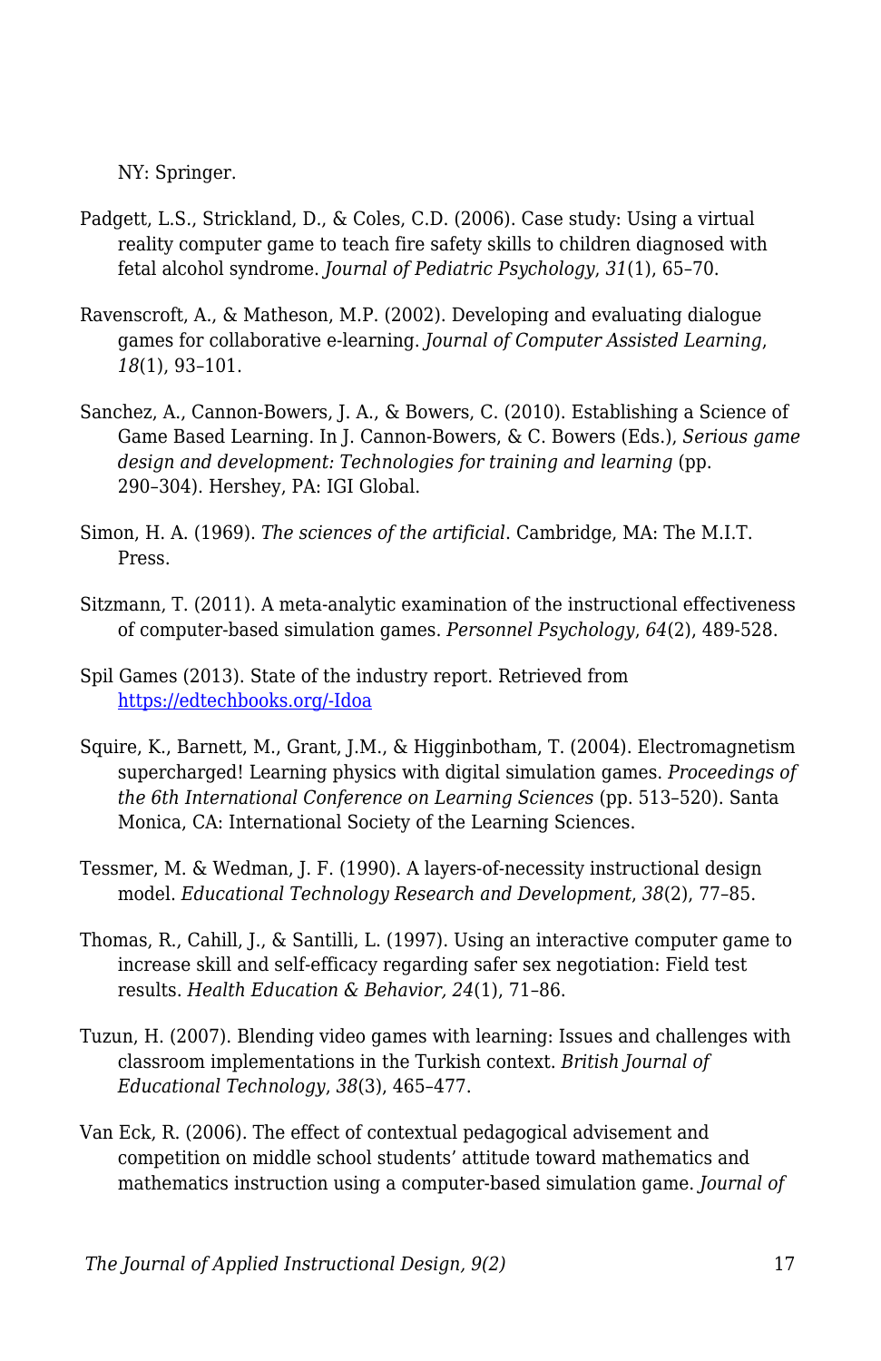NY: Springer.

Padgett, L.S., Strickland, D., & Coles, C.D. (2006). Case study: Using a virtual reality computer game to teach fire safety skills to children diagnosed with fetal alcohol syndrome. *Journal of Pediatric Psychology*, *31*(1), 65–70.

Ravenscroft, A., & Matheson, M.P. (2002). Developing and evaluating dialogue games for collaborative e-learning. *Journal of Computer Assisted Learning*, *18*(1), 93–101.

Sanchez, A., Cannon-Bowers, J. A., & Bowers, C. (2010). Establishing a Science of Game Based Learning. In J. Cannon-Bowers, & C. Bowers (Eds.), *Serious game design and development: Technologies for training and learning* (pp. 290–304). Hershey, PA: IGI Global.

Simon, H. A. (1969). *The sciences of the artificial*. Cambridge, MA: The M.I.T. Press.

Sitzmann, T. (2011). A meta-analytic examination of the instructional effectiveness of computer-based simulation games. *Personnel Psychology*, *64*(2), 489-528.

Spil Games (2013). State of the industry report. Retrieved from [https://edtechbooks.org/-Idoa](https://edtechbooks.org/-Idoa)

Squire, K., Barnett, M., Grant, J.M., & Higginbotham, T. (2004). Electromagnetism supercharged! Learning physics with digital simulation games. *Proceedings of the 6th International Conference on Learning Sciences* (pp. 513–520). Santa Monica, CA: International Society of the Learning Sciences.

Tessmer, M. & Wedman, J. F. (1990). A layers-of-necessity instructional design model. *Educational Technology Research and Development*, *38*(2), 77–85.

Thomas, R., Cahill, J., & Santilli, L. (1997). Using an interactive computer game to increase skill and self-efficacy regarding safer sex negotiation: Field test results. *Health Education & Behavior, 24*(1), 71–86.

Tuzun, H. (2007). Blending video games with learning: Issues and challenges with classroom implementations in the Turkish context. *British Journal of Educational Technology*, *38*(3), 465–477.

Van Eck, R. (2006). The effect of contextual pedagogical advisement and competition on middle school students' attitude toward mathematics and mathematics instruction using a computer-based simulation game. *Journal of*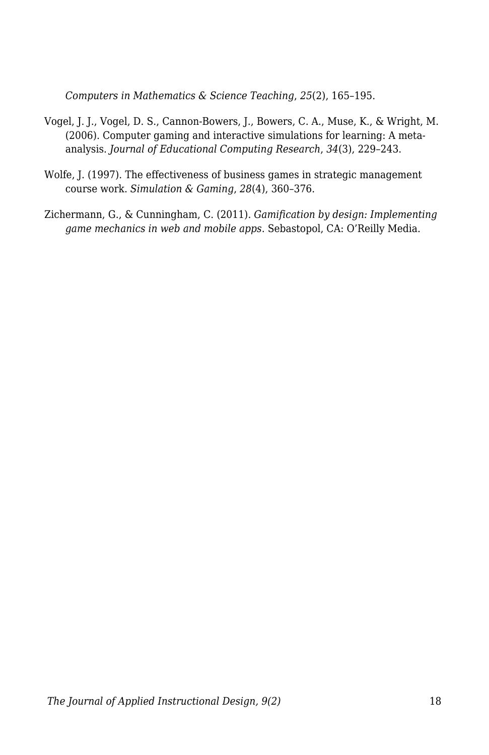*Computers in Mathematics & Science Teaching*, *25*(2), 165–195.

Vogel, J. J., Vogel, D. S., Cannon-Bowers, J., Bowers, C. A., Muse, K., & Wright, M. (2006). Computer gaming and interactive simulations for learning: A meta-analysis. *Journal of Educational Computing Research*, *34*(3), 229–243.

Wolfe, J. (1997). The effectiveness of business games in strategic management course work. *Simulation & Gaming*, *28*(4), 360–376.

Zichermann, G., & Cunningham, C. (2011). *Gamification by design: Implementing game mechanics in web and mobile apps*. Sebastopol, CA: O'Reilly Media.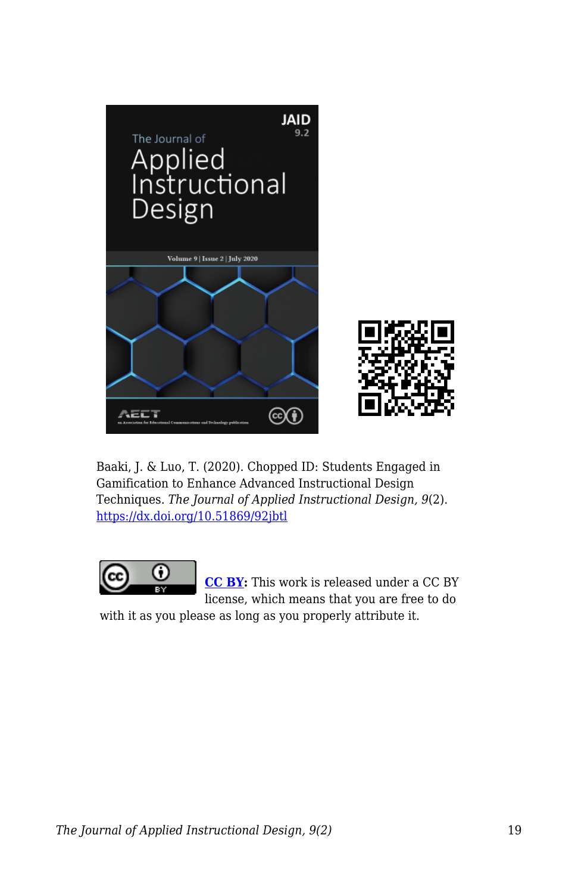Baaki, J. & Luo, T. (2020). Chopped ID: Students Engaged in Gamification to Enhance Advanced Instructional Design Techniques. *The Journal of Applied Instructional Design, 9*(2). [https://dx.doi.org/10.51869/92jbtl](https://dx.doi.org/10.51869/92jbtl)

**CC BY:** This work is released under a CC BY license, which means that you are free to do with it as you please as long as you properly attribute it.